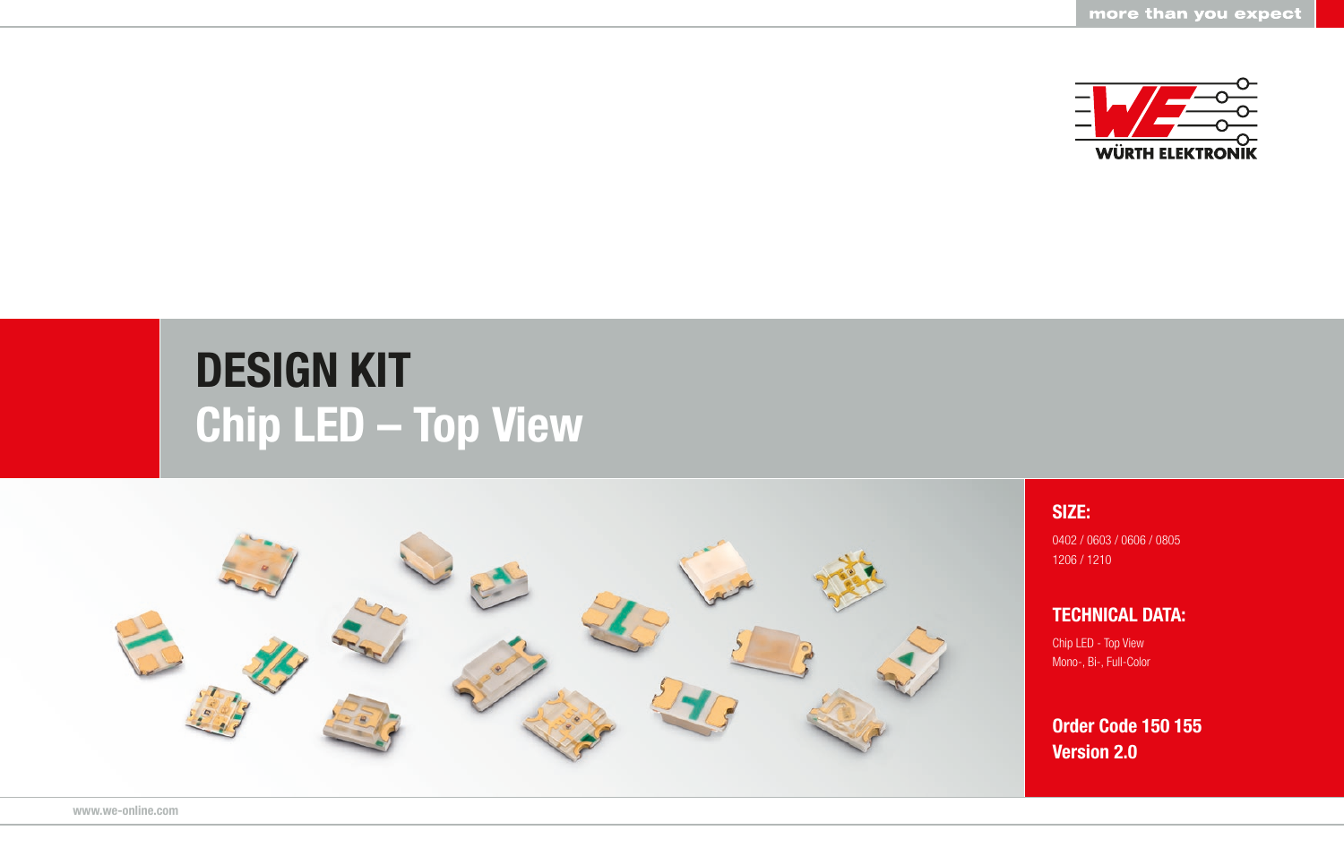# DESIGN KIT

## Chip LED – Top View

**SIZE:**

0402 / 0603 / 0606 / 0805
1206 / 1210

**TECHNICAL DATA:**

Chip LED - Top View
Mono-, Bi-, Full-Color

**Order Code 150 155**
**Version 2.0**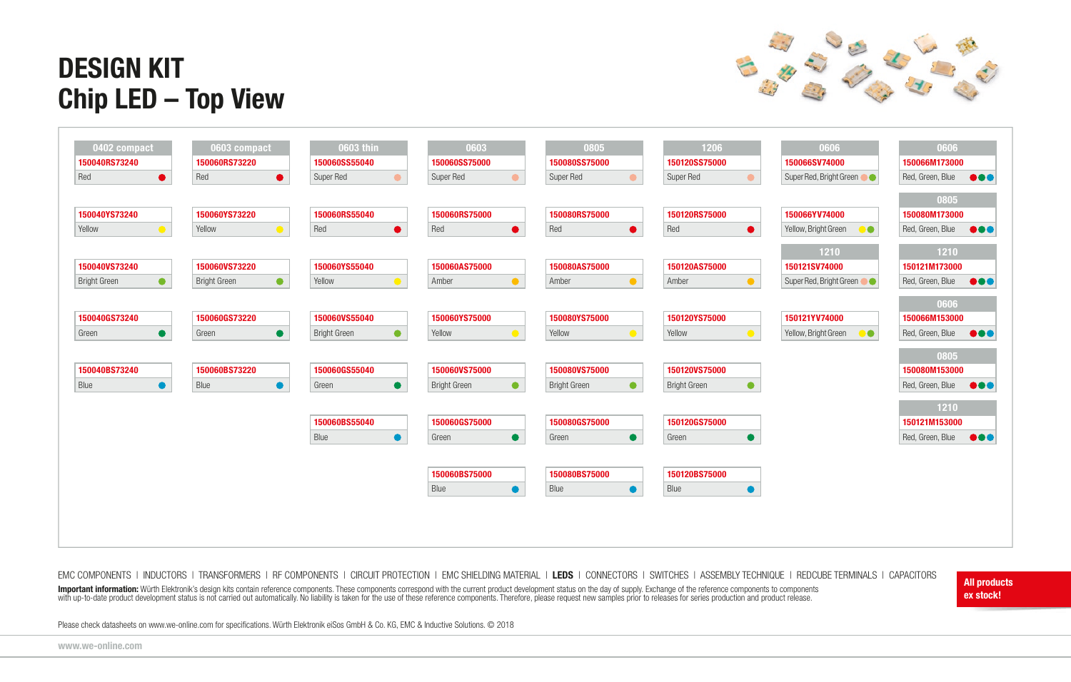# DESIGN KIT
# Chip LED – Top View

| 0402 compact | 0603 compact | 0603 thin | 0603 | 0805 | 1206 | 0606 | 0606 |
|---|---|---|---|---|---|---|---|
| 150040RS73240 Red | 150060RS73220 Red | 150060SS55040 Super Red | 150060SS75000 Super Red | 150080SS75000 Super Red | 150120SS75000 Super Red | 150066SV74000 Super Red, Bright Green | 150066M173000 Red, Green, Blue |
| 150040YS73240 Yellow | 150060YS73220 Yellow | 150060RS55040 Red | 150060RS75000 Red | 150080RS75000 Red | 150120RS75000 Red | 150066YV74000 Yellow, Bright Green | **0805** 150080M173000 Red, Green, Blue |
| 150040VS73240 Bright Green | 150060VS73220 Bright Green | 150060YS55040 Yellow | 150060AS75000 Amber | 150080AS75000 Amber | 150120AS75000 Amber | **1210** 150121SV74000 Super Red, Bright Green | **1210** 150121M173000 Red, Green, Blue |
| 150040GS73240 Green | 150060GS73220 Green | 150060VS55040 Bright Green | 150060YS75000 Yellow | 150080YS75000 Yellow | 150120YS75000 Yellow | 150121YV74000 Yellow, Bright Green | **0606** 150066M153000 Red, Green, Blue |
| 150040BS73240 Blue | 150060BS73220 Blue | 150060GS55040 Green | 150060VS75000 Bright Green | 150080VS75000 Bright Green | 150120VS75000 Bright Green | | **0805** 150080M153000 Red, Green, Blue |
| | | 150060BS55040 Blue | 150060GS75000 Green | 150080GS75000 Green | 150120GS75000 Green | | **1210** 150121M153000 Red, Green, Blue |
| | | | 150060BS75000 Blue | 150080BS75000 Blue | 150120BS75000 Blue | | |

EMC COMPONENTS | INDUCTORS | TRANSFORMERS | RF COMPONENTS | CIRCUIT PROTECTION | EMC SHIELDING MATERIAL | **LEDS** | CONNECTORS | SWITCHES | ASSEMBLY TECHNIQUE | REDCUBE TERMINALS | CAPACITORS

**Important information:** Würth Elektronik's design kits contain reference components. These components correspond with the current product development status on the day of supply. Exchange of the reference components to components with up-to-date product development status is not carried out automatically. No liability is taken for the use of these reference components. Therefore, please request new samples prior to releases for series production and product release.

**All products ex stock!**

Please check datasheets on www.we-online.com for specifications. Würth Elektronik eiSos GmbH & Co. KG, EMC & Inductive Solutions. © 2018

www.we-online.com